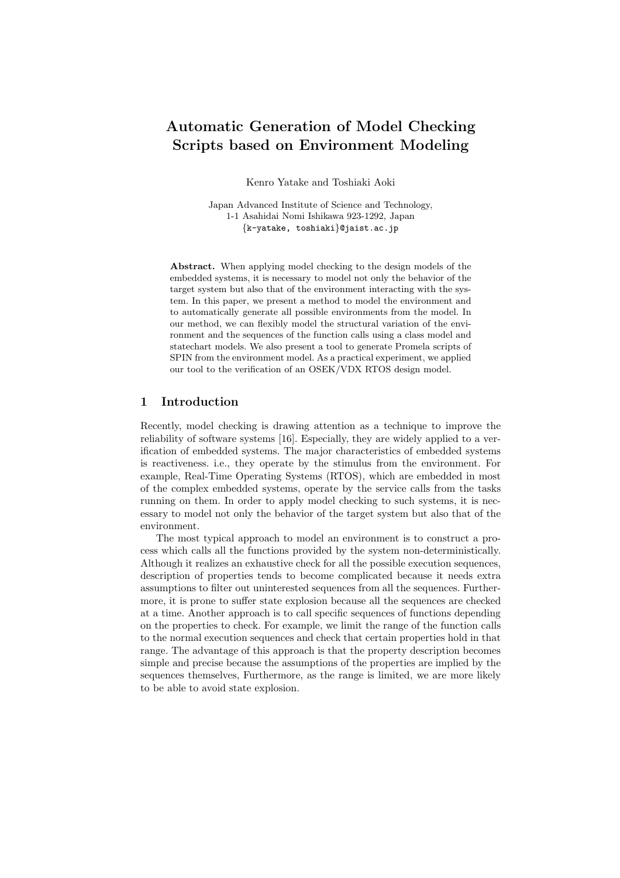# Automatic Generation of Model Checking Scripts based on Environment Modeling

Kenro Yatake and Toshiaki Aoki

Japan Advanced Institute of Science and Technology,
1-1 Asahidai Nomi Ishikawa 923-1292, Japan
{k-yatake, toshiaki}@jaist.ac.jp

**Abstract.** When applying model checking to the design models of the embedded systems, it is necessary to model not only the behavior of the target system but also that of the environment interacting with the system. In this paper, we present a method to model the environment and to automatically generate all possible environments from the model. In our method, we can flexibly model the structural variation of the environment and the sequences of the function calls using a class model and statechart models. We also present a tool to generate Promela scripts of SPIN from the environment model. As a practical experiment, we applied our tool to the verification of an OSEK/VDX RTOS design model.

## 1 Introduction

Recently, model checking is drawing attention as a technique to improve the reliability of software systems [16]. Especially, they are widely applied to a verification of embedded systems. The major characteristics of embedded systems is reactiveness. i.e., they operate by the stimulus from the environment. For example, Real-Time Operating Systems (RTOS), which are embedded in most of the complex embedded systems, operate by the service calls from the tasks running on them. In order to apply model checking to such systems, it is necessary to model not only the behavior of the target system but also that of the environment.

The most typical approach to model an environment is to construct a process which calls all the functions provided by the system non-deterministically. Although it realizes an exhaustive check for all the possible execution sequences, description of properties tends to become complicated because it needs extra assumptions to filter out uninterested sequences from all the sequences. Furthermore, it is prone to suffer state explosion because all the sequences are checked at a time. Another approach is to call specific sequences of functions depending on the properties to check. For example, we limit the range of the function calls to the normal execution sequences and check that certain properties hold in that range. The advantage of this approach is that the property description becomes simple and precise because the assumptions of the properties are implied by the sequences themselves, Furthermore, as the range is limited, we are more likely to be able to avoid state explosion.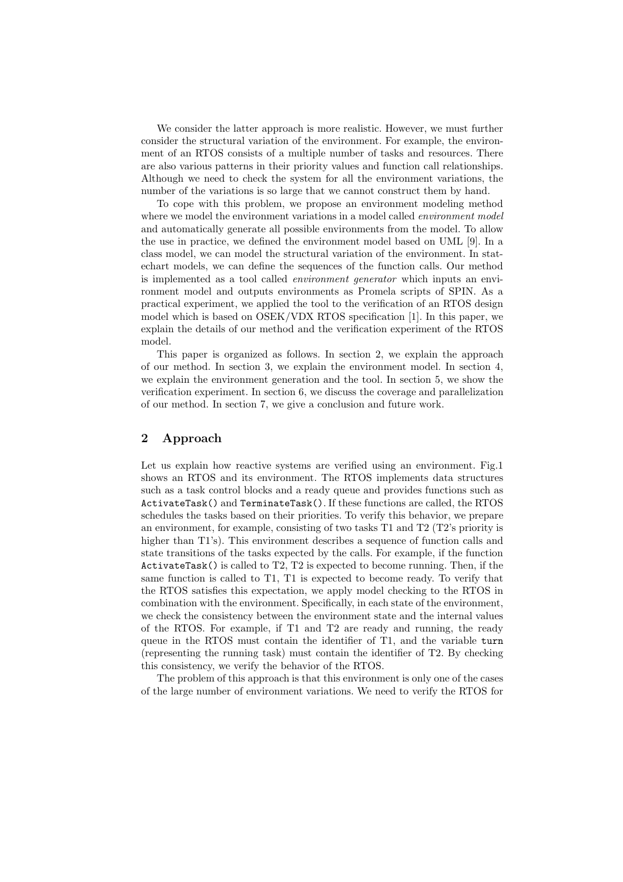We consider the latter approach is more realistic. However, we must further consider the structural variation of the environment. For example, the environment of an RTOS consists of a multiple number of tasks and resources. There are also various patterns in their priority values and function call relationships. Although we need to check the system for all the environment variations, the number of the variations is so large that we cannot construct them by hand.

To cope with this problem, we propose an environment modeling method where we model the environment variations in a model called *environment model* and automatically generate all possible environments from the model. To allow the use in practice, we defined the environment model based on UML [9]. In a class model, we can model the structural variation of the environment. In statechart models, we can define the sequences of the function calls. Our method is implemented as a tool called *environment generator* which inputs an environment model and outputs environments as Promela scripts of SPIN. As a practical experiment, we applied the tool to the verification of an RTOS design model which is based on OSEK/VDX RTOS specification [1]. In this paper, we explain the details of our method and the verification experiment of the RTOS model.

This paper is organized as follows. In section 2, we explain the approach of our method. In section 3, we explain the environment model. In section 4, we explain the environment generation and the tool. In section 5, we show the verification experiment. In section 6, we discuss the coverage and parallelization of our method. In section 7, we give a conclusion and future work.

## 2 Approach

Let us explain how reactive systems are verified using an environment. Fig.1 shows an RTOS and its environment. The RTOS implements data structures such as a task control blocks and a ready queue and provides functions such as `ActivateTask()` and `TerminateTask()`. If these functions are called, the RTOS schedules the tasks based on their priorities. To verify this behavior, we prepare an environment, for example, consisting of two tasks T1 and T2 (T2's priority is higher than T1's). This environment describes a sequence of function calls and state transitions of the tasks expected by the calls. For example, if the function `ActivateTask()` is called to T2, T2 is expected to become running. Then, if the same function is called to T1, T1 is expected to become ready. To verify that the RTOS satisfies this expectation, we apply model checking to the RTOS in combination with the environment. Specifically, in each state of the environment, we check the consistency between the environment state and the internal values of the RTOS. For example, if T1 and T2 are ready and running, the ready queue in the RTOS must contain the identifier of T1, and the variable `turn` (representing the running task) must contain the identifier of T2. By checking this consistency, we verify the behavior of the RTOS.

The problem of this approach is that this environment is only one of the cases of the large number of environment variations. We need to verify the RTOS for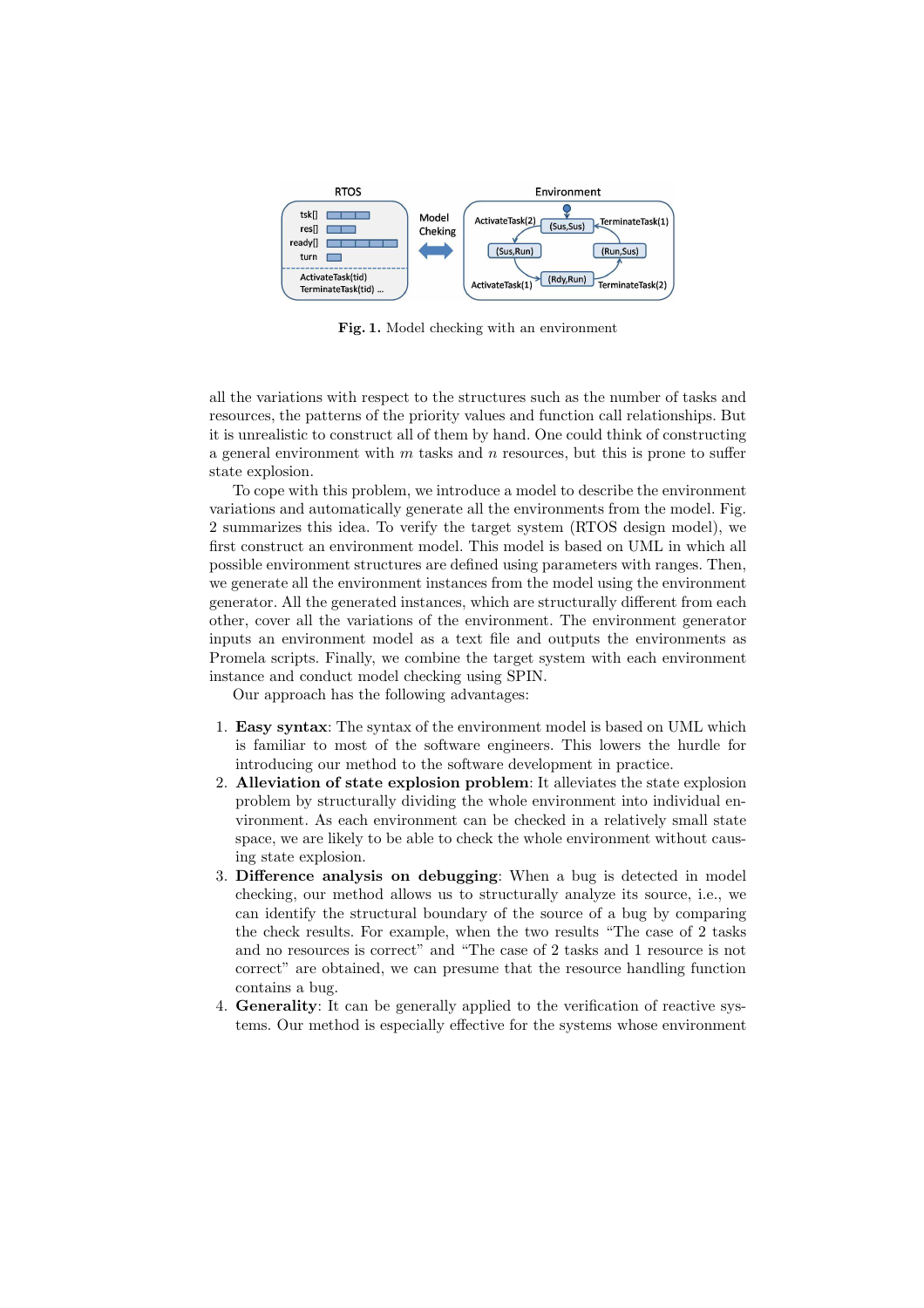**Fig. 1.** Model checking with an environment

all the variations with respect to the structures such as the number of tasks and resources, the patterns of the priority values and function call relationships. But it is unrealistic to construct all of them by hand. One could think of constructing a general environment with $m$ tasks and $n$ resources, but this is prone to suffer state explosion.

To cope with this problem, we introduce a model to describe the environment variations and automatically generate all the environments from the model. Fig. 2 summarizes this idea. To verify the target system (RTOS design model), we first construct an environment model. This model is based on UML in which all possible environment structures are defined using parameters with ranges. Then, we generate all the environment instances from the model using the environment generator. All the generated instances, which are structurally different from each other, cover all the variations of the environment. The environment generator inputs an environment model as a text file and outputs the environments as Promela scripts. Finally, we combine the target system with each environment instance and conduct model checking using SPIN.

Our approach has the following advantages:

1. **Easy syntax**: The syntax of the environment model is based on UML which is familiar to most of the software engineers. This lowers the hurdle for introducing our method to the software development in practice.
2. **Alleviation of state explosion problem**: It alleviates the state explosion problem by structurally dividing the whole environment into individual environment. As each environment can be checked in a relatively small state space, we are likely to be able to check the whole environment without causing state explosion.
3. **Difference analysis on debugging**: When a bug is detected in model checking, our method allows us to structurally analyze its source, i.e., we can identify the structural boundary of the source of a bug by comparing the check results. For example, when the two results "The case of 2 tasks and no resources is correct" and "The case of 2 tasks and 1 resource is not correct" are obtained, we can presume that the resource handling function contains a bug.
4. **Generality**: It can be generally applied to the verification of reactive systems. Our method is especially effective for the systems whose environment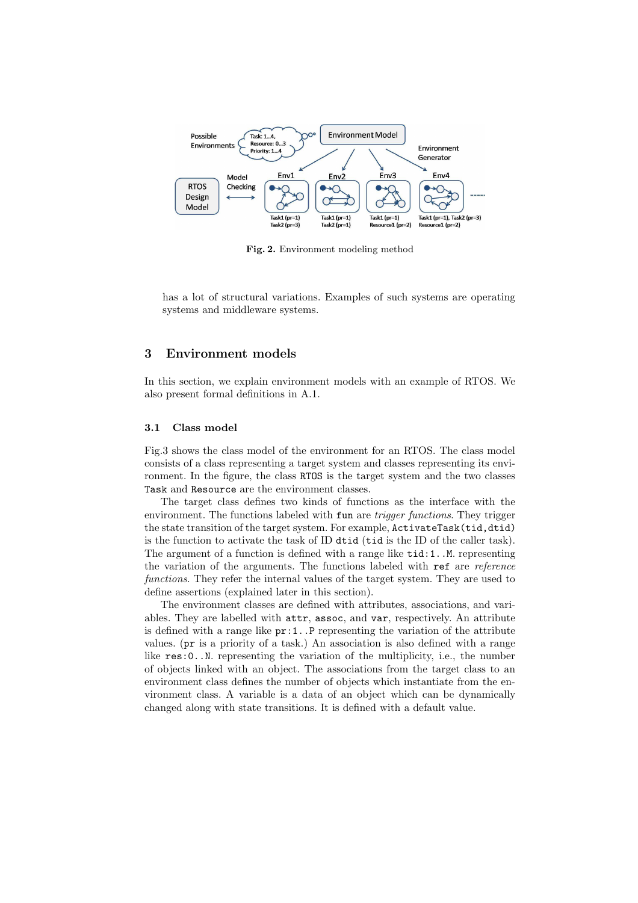**Fig. 2.** Environment modeling method

has a lot of structural variations. Examples of such systems are operating systems and middleware systems.

## 3 Environment models

In this section, we explain environment models with an example of RTOS. We also present formal definitions in A.1.

### 3.1 Class model

Fig.3 shows the class model of the environment for an RTOS. The class model consists of a class representing a target system and classes representing its environment. In the figure, the class `RTOS` is the target system and the two classes `Task` and `Resource` are the environment classes.

The target class defines two kinds of functions as the interface with the environment. The functions labeled with `fun` are *trigger functions*. They trigger the state transition of the target system. For example, `ActivateTask(tid,dtid)` is the function to activate the task of ID `dtid` (`tid` is the ID of the caller task). The argument of a function is defined with a range like `tid:1..M`. representing the variation of the arguments. The functions labeled with `ref` are *reference functions*. They refer the internal values of the target system. They are used to define assertions (explained later in this section).

The environment classes are defined with attributes, associations, and variables. They are labelled with `attr`, `assoc`, and `var`, respectively. An attribute is defined with a range like `pr:1..P` representing the variation of the attribute values. (`pr` is a priority of a task.) An association is also defined with a range like `res:0..N`. representing the variation of the multiplicity, i.e., the number of objects linked with an object. The associations from the target class to an environment class defines the number of objects which instantiate from the environment class. A variable is a data of an object which can be dynamically changed along with state transitions. It is defined with a default value.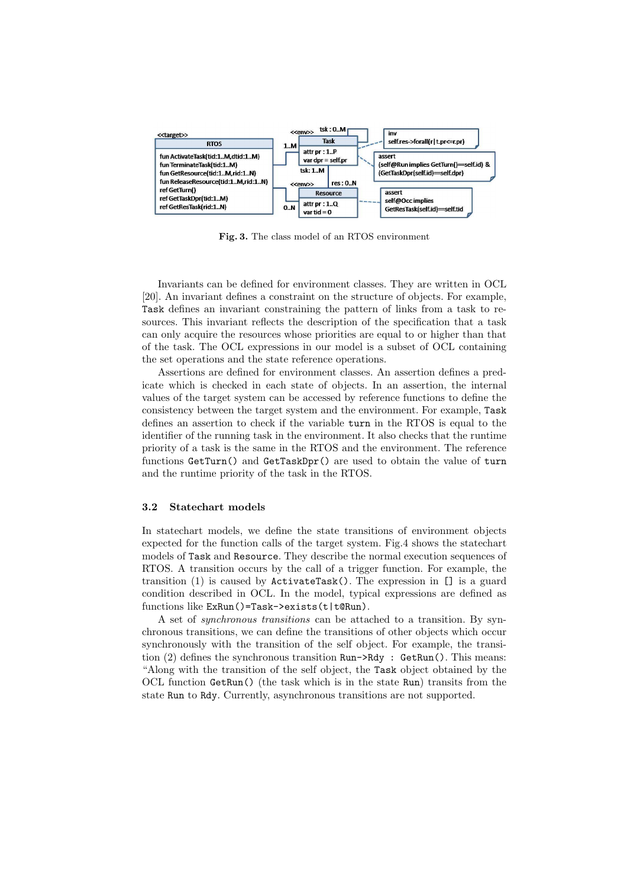**Fig. 3.** The class model of an RTOS environment

Invariants can be defined for environment classes. They are written in OCL [20]. An invariant defines a constraint on the structure of objects. For example, `Task` defines an invariant constraining the pattern of links from a task to resources. This invariant reflects the description of the specification that a task can only acquire the resources whose priorities are equal to or higher than that of the task. The OCL expressions in our model is a subset of OCL containing the set operations and the state reference operations.

Assertions are defined for environment classes. An assertion defines a predicate which is checked in each state of objects. In an assertion, the internal values of the target system can be accessed by reference functions to define the consistency between the target system and the environment. For example, `Task` defines an assertion to check if the variable `turn` in the RTOS is equal to the identifier of the running task in the environment. It also checks that the runtime priority of a task is the same in the RTOS and the environment. The reference functions `GetTurn()` and `GetTaskDpr()` are used to obtain the value of `turn` and the runtime priority of the task in the RTOS.

### 3.2 Statechart models

In statechart models, we define the state transitions of environment objects expected for the function calls of the target system. Fig.4 shows the statechart models of `Task` and `Resource`. They describe the normal execution sequences of RTOS. A transition occurs by the call of a trigger function. For example, the transition (1) is caused by `ActivateTask()`. The expression in `[]` is a guard condition described in OCL. In the model, typical expressions are defined as functions like `ExRun()=Task->exists(t|t@Run)`.

A set of *synchronous transitions* can be attached to a transition. By synchronous transitions, we can define the transitions of other objects which occur synchronously with the transition of the self object. For example, the transition (2) defines the synchronous transition `Run->Rdy : GetRun()`. This means: "Along with the transition of the self object, the `Task` object obtained by the OCL function `GetRun()` (the task which is in the state `Run`) transits from the state `Run` to `Rdy`. Currently, asynchronous transitions are not supported.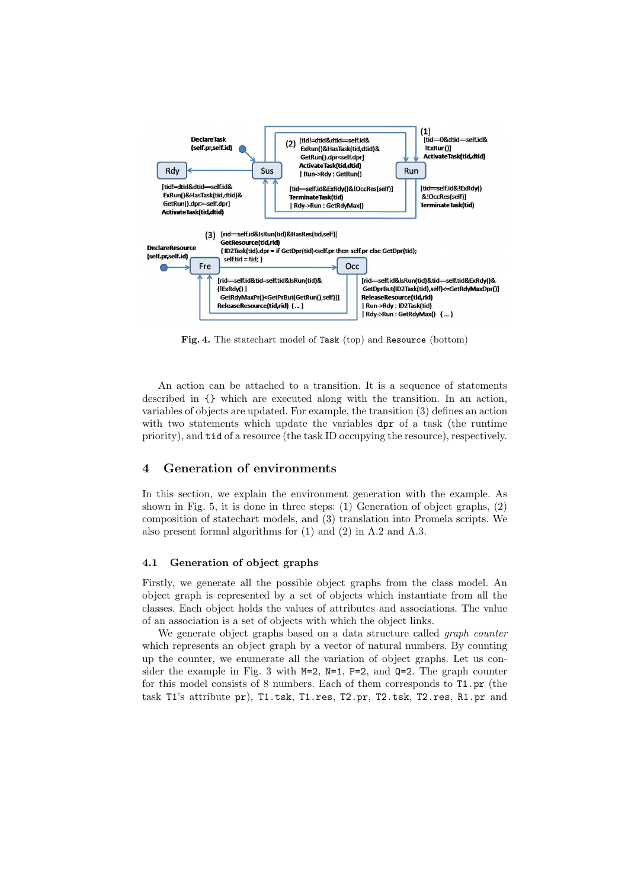Fig. 4. The statechart model of Task (top) and Resource (bottom)

An action can be attached to a transition. It is a sequence of statements described in {} which are executed along with the transition. In an action, variables of objects are updated. For example, the transition (3) defines an action with two statements which update the variables dpr of a task (the runtime priority), and tid of a resource (the task ID occupying the resource), respectively.

## 4 Generation of environments

In this section, we explain the environment generation with the example. As shown in Fig. 5, it is done in three steps: (1) Generation of object graphs, (2) composition of statechart models, and (3) translation into Promela scripts. We also present formal algorithms for (1) and (2) in A.2 and A.3.

### 4.1 Generation of object graphs

Firstly, we generate all the possible object graphs from the class model. An object graph is represented by a set of objects which instantiate from all the classes. Each object holds the values of attributes and associations. The value of an association is a set of objects with which the object links.

We generate object graphs based on a data structure called *graph counter* which represents an object graph by a vector of natural numbers. By counting up the counter, we enumerate all the variation of object graphs. Let us consider the example in Fig. 3 with M=2, N=1, P=2, and Q=2. The graph counter for this model consists of 8 numbers. Each of them corresponds to T1.pr (the task T1's attribute pr), T1.tsk, T1.res, T2.pr, T2.tsk, T2.res, R1.pr and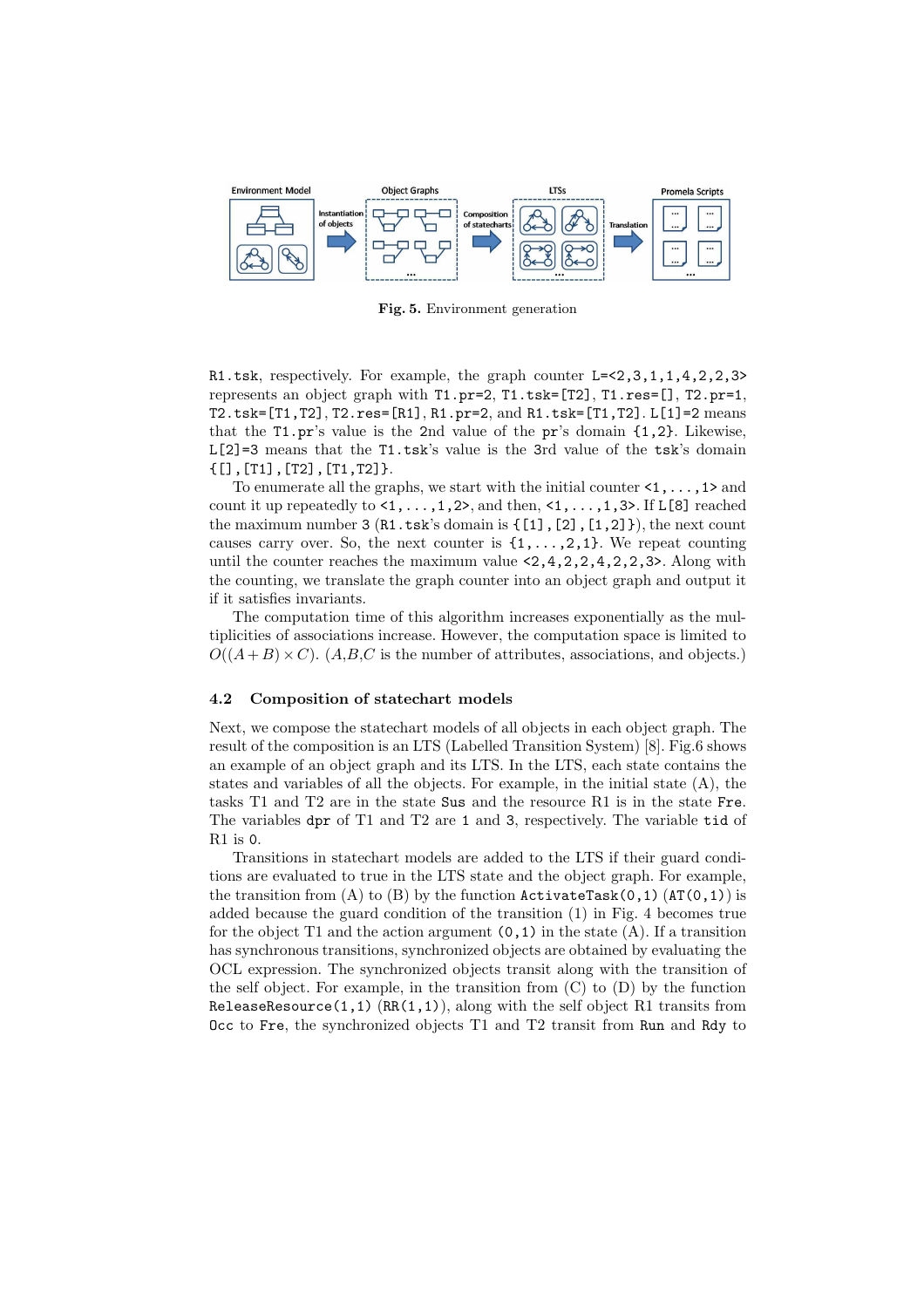Environment Model — Instantiation of objects → Object Graphs — Composition of statecharts → LTSs — Translation → Promela Scripts

**Fig. 5.** Environment generation

R1.tsk, respectively. For example, the graph counter L=<2,3,1,1,4,2,2,3> represents an object graph with T1.pr=2, T1.tsk=[T2], T1.res=[], T2.pr=1, T2.tsk=[T1,T2], T2.res=[R1], R1.pr=2, and R1.tsk=[T1,T2]. L[1]=2 means that the T1.pr's value is the 2nd value of the pr's domain {1,2}. Likewise, L[2]=3 means that the T1.tsk's value is the 3rd value of the tsk's domain {[],[T1],[T2],[T1,T2]}.

To enumerate all the graphs, we start with the initial counter <1,...,1> and count it up repeatedly to <1,...,1,2>, and then, <1,...,1,3>. If L[8] reached the maximum number 3 (R1.tsk's domain is {[1],[2],[1,2]}), the next count causes carry over. So, the next counter is {1,...,2,1}. We repeat counting until the counter reaches the maximum value <2,4,2,2,4,2,2,3>. Along with the counting, we translate the graph counter into an object graph and output it if it satisfies invariants.

The computation time of this algorithm increases exponentially as the multiplicities of associations increase. However, the computation space is limited to $O((A+B)\times C)$. ($A$,$B$,$C$ is the number of attributes, associations, and objects.)

### 4.2 Composition of statechart models

Next, we compose the statechart models of all objects in each object graph. The result of the composition is an LTS (Labelled Transition System) [8]. Fig.6 shows an example of an object graph and its LTS. In the LTS, each state contains the states and variables of all the objects. For example, in the initial state (A), the tasks T1 and T2 are in the state Sus and the resource R1 is in the state Fre. The variables dpr of T1 and T2 are 1 and 3, respectively. The variable tid of R1 is 0.

Transitions in statechart models are added to the LTS if their guard conditions are evaluated to true in the LTS state and the object graph. For example, the transition from (A) to (B) by the function ActivateTask(0,1) (AT(0,1)) is added because the guard condition of the transition (1) in Fig. 4 becomes true for the object T1 and the action argument (0,1) in the state (A). If a transition has synchronous transitions, synchronized objects are obtained by evaluating the OCL expression. The synchronized objects transit along with the transition of the self object. For example, in the transition from (C) to (D) by the function ReleaseResource(1,1) (RR(1,1)), along with the self object R1 transits from Occ to Fre, the synchronized objects T1 and T2 transit from Run and Rdy to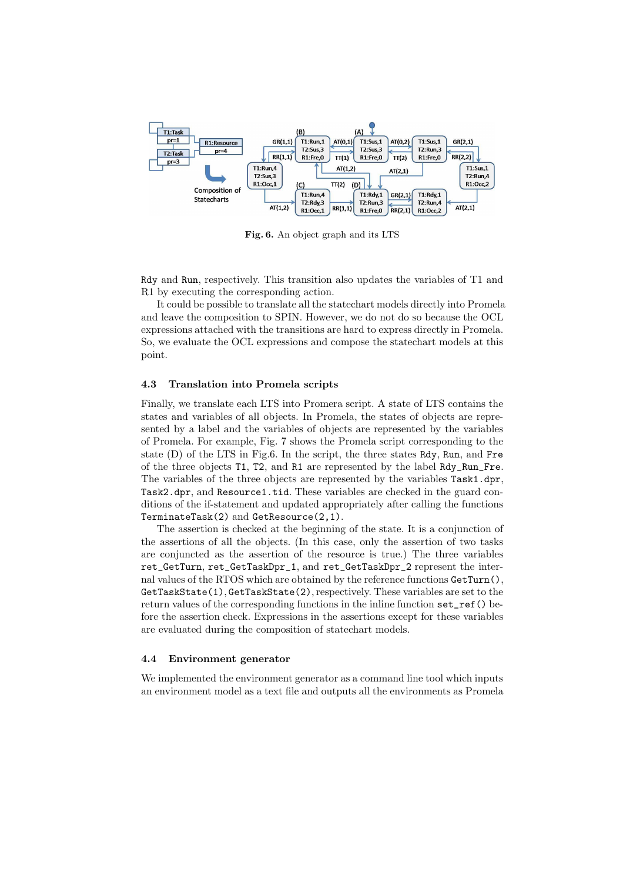**Fig. 6.** An object graph and its LTS

Rdy and Run, respectively. This transition also updates the variables of T1 and R1 by executing the corresponding action.

It could be possible to translate all the statechart models directly into Promela and leave the composition to SPIN. However, we do not do so because the OCL expressions attached with the transitions are hard to express directly in Promela. So, we evaluate the OCL expressions and compose the statechart models at this point.

### 4.3 Translation into Promela scripts

Finally, we translate each LTS into Promera script. A state of LTS contains the states and variables of all objects. In Promela, the states of objects are represented by a label and the variables of objects are represented by the variables of Promela. For example, Fig. 7 shows the Promela script corresponding to the state (D) of the LTS in Fig.6. In the script, the three states `Rdy`, `Run`, and `Fre` of the three objects `T1`, `T2`, and `R1` are represented by the label `Rdy_Run_Fre`. The variables of the three objects are represented by the variables `Task1.dpr`, `Task2.dpr`, and `Resource1.tid`. These variables are checked in the guard conditions of the if-statement and updated appropriately after calling the functions `TerminateTask(2)` and `GetResource(2,1)`.

The assertion is checked at the beginning of the state. It is a conjunction of the assertions of all the objects. (In this case, only the assertion of two tasks are conjuncted as the assertion of the resource is true.) The three variables `ret_GetTurn`, `ret_GetTaskDpr_1`, and `ret_GetTaskDpr_2` represent the internal values of the RTOS which are obtained by the reference functions `GetTurn()`, `GetTaskState(1)`, `GetTaskState(2)`, respectively. These variables are set to the return values of the corresponding functions in the inline function `set_ref()` before the assertion check. Expressions in the assertions except for these variables are evaluated during the composition of statechart models.

### 4.4 Environment generator

We implemented the environment generator as a command line tool which inputs an environment model as a text file and outputs all the environments as Promela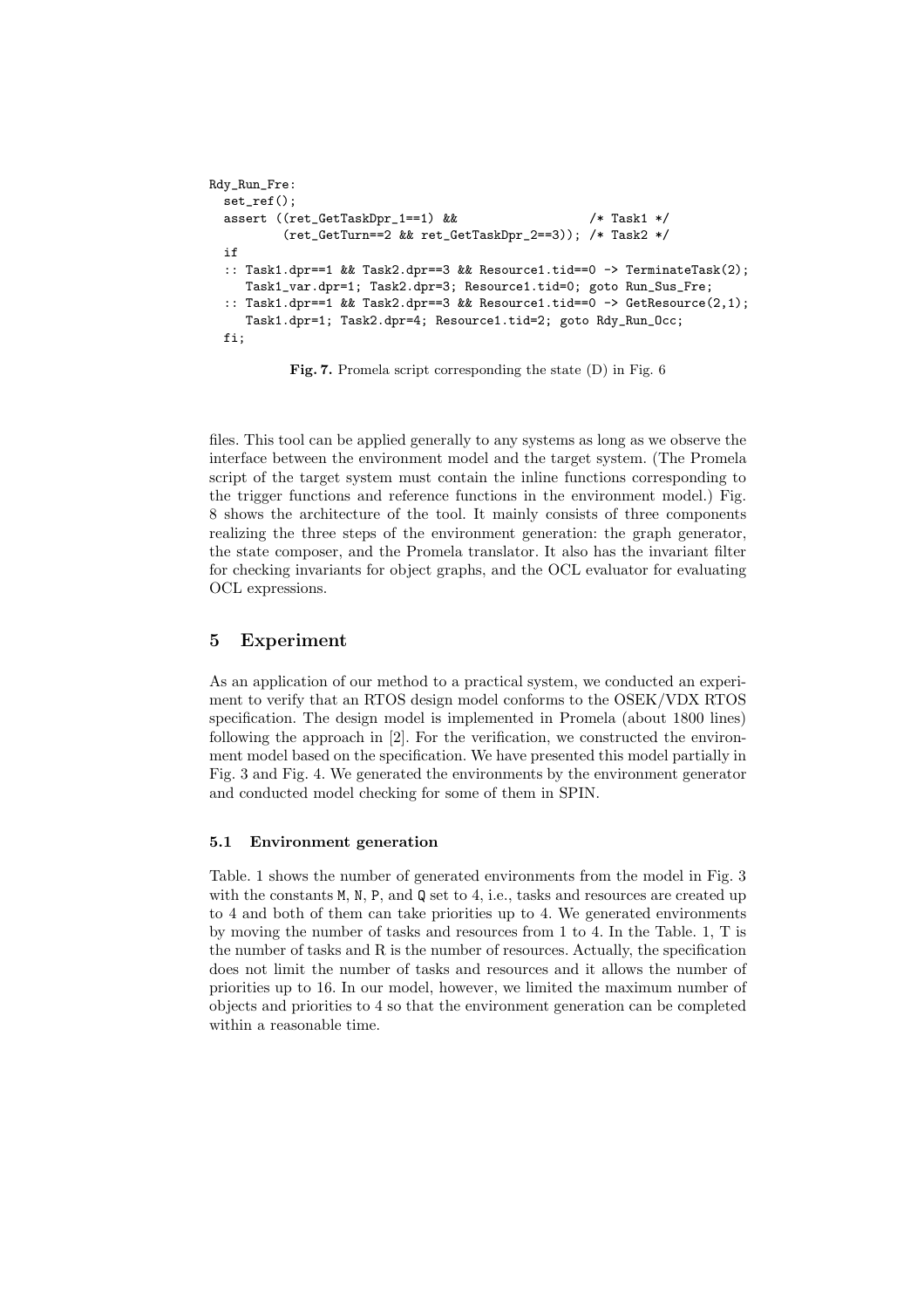```
Rdy_Run_Fre:
  set_ref();
  assert ((ret_GetTaskDpr_1==1) &&                  /* Task1 */
          (ret_GetTurn==2 && ret_GetTaskDpr_2==3)); /* Task2 */
  if
  :: Task1.dpr==1 && Task2.dpr==3 && Resource1.tid==0 -> TerminateTask(2);
     Task1_var.dpr=1; Task2.dpr=3; Resource1.tid=0; goto Run_Sus_Fre;
  :: Task1.dpr==1 && Task2.dpr==3 && Resource1.tid==0 -> GetResource(2,1);
     Task1.dpr=1; Task2.dpr=4; Resource1.tid=2; goto Rdy_Run_Occ;
  fi;
```

**Fig. 7.** Promela script corresponding the state (D) in Fig. 6

files. This tool can be applied generally to any systems as long as we observe the interface between the environment model and the target system. (The Promela script of the target system must contain the inline functions corresponding to the trigger functions and reference functions in the environment model.) Fig. 8 shows the architecture of the tool. It mainly consists of three components realizing the three steps of the environment generation: the graph generator, the state composer, and the Promela translator. It also has the invariant filter for checking invariants for object graphs, and the OCL evaluator for evaluating OCL expressions.

## 5 Experiment

As an application of our method to a practical system, we conducted an experiment to verify that an RTOS design model conforms to the OSEK/VDX RTOS specification. The design model is implemented in Promela (about 1800 lines) following the approach in [2]. For the verification, we constructed the environment model based on the specification. We have presented this model partially in Fig. 3 and Fig. 4. We generated the environments by the environment generator and conducted model checking for some of them in SPIN.

### 5.1 Environment generation

Table. 1 shows the number of generated environments from the model in Fig. 3 with the constants M, N, P, and Q set to 4, i.e., tasks and resources are created up to 4 and both of them can take priorities up to 4. We generated environments by moving the number of tasks and resources from 1 to 4. In the Table. 1, T is the number of tasks and R is the number of resources. Actually, the specification does not limit the number of tasks and resources and it allows the number of priorities up to 16. In our model, however, we limited the maximum number of objects and priorities to 4 so that the environment generation can be completed within a reasonable time.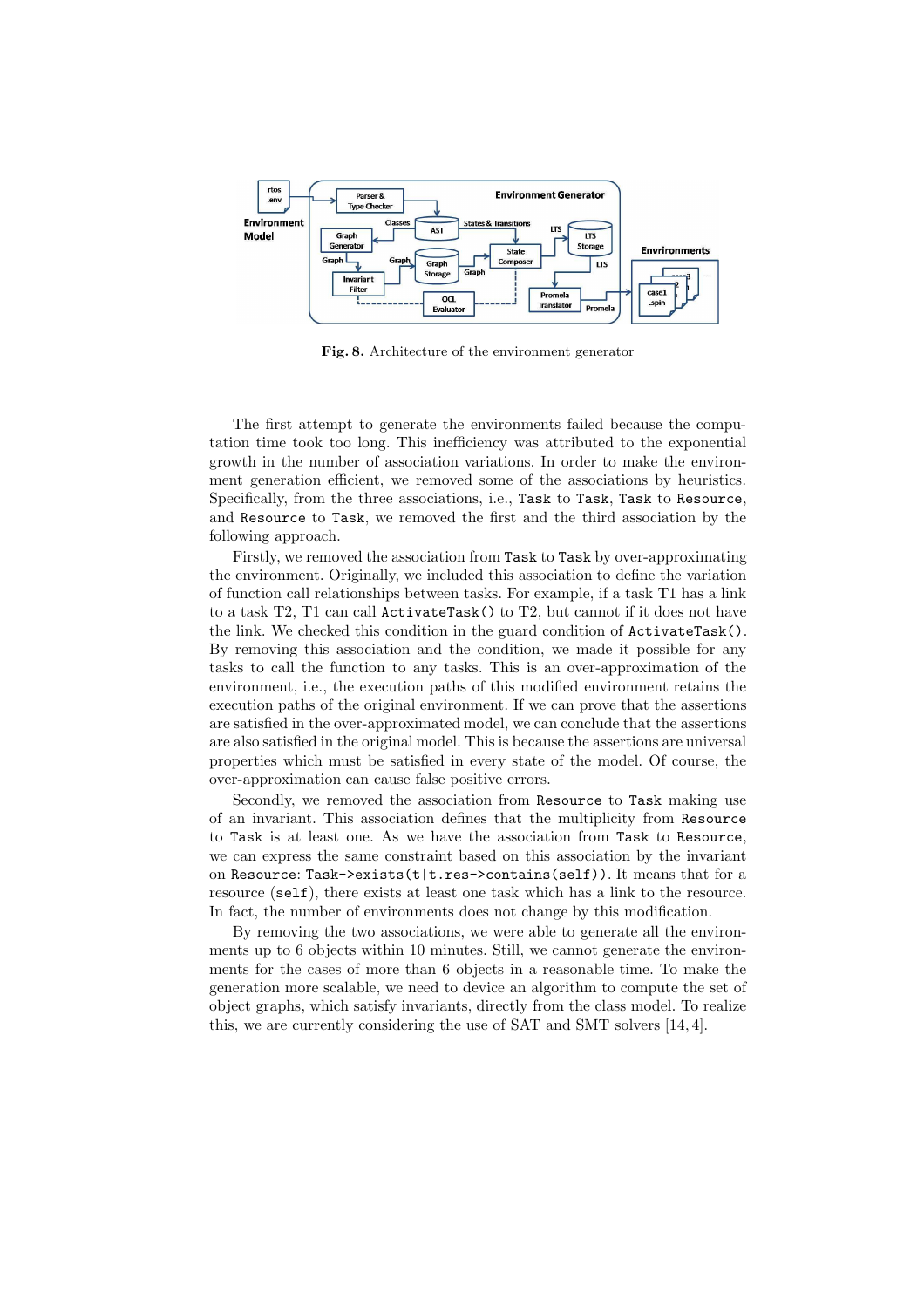Fig. 8. Architecture of the environment generator

The first attempt to generate the environments failed because the computation time took too long. This inefficiency was attributed to the exponential growth in the number of association variations. In order to make the environment generation efficient, we removed some of the associations by heuristics. Specifically, from the three associations, i.e., `Task` to `Task`, `Task` to `Resource`, and `Resource` to `Task`, we removed the first and the third association by the following approach.

Firstly, we removed the association from `Task` to `Task` by over-approximating the environment. Originally, we included this association to define the variation of function call relationships between tasks. For example, if a task T1 has a link to a task T2, T1 can call `ActivateTask()` to T2, but cannot if it does not have the link. We checked this condition in the guard condition of `ActivateTask()`. By removing this association and the condition, we made it possible for any tasks to call the function to any tasks. This is an over-approximation of the environment, i.e., the execution paths of this modified environment retains the execution paths of the original environment. If we can prove that the assertions are satisfied in the over-approximated model, we can conclude that the assertions are also satisfied in the original model. This is because the assertions are universal properties which must be satisfied in every state of the model. Of course, the over-approximation can cause false positive errors.

Secondly, we removed the association from `Resource` to `Task` making use of an invariant. This association defines that the multiplicity from `Resource` to `Task` is at least one. As we have the association from `Task` to `Resource`, we can express the same constraint based on this association by the invariant on `Resource`: `Task->exists(t|t.res->contains(self))`. It means that for a resource (`self`), there exists at least one task which has a link to the resource. In fact, the number of environments does not change by this modification.

By removing the two associations, we were able to generate all the environments up to 6 objects within 10 minutes. Still, we cannot generate the environments for the cases of more than 6 objects in a reasonable time. To make the generation more scalable, we need to device an algorithm to compute the set of object graphs, which satisfy invariants, directly from the class model. To realize this, we are currently considering the use of SAT and SMT solvers [14, 4].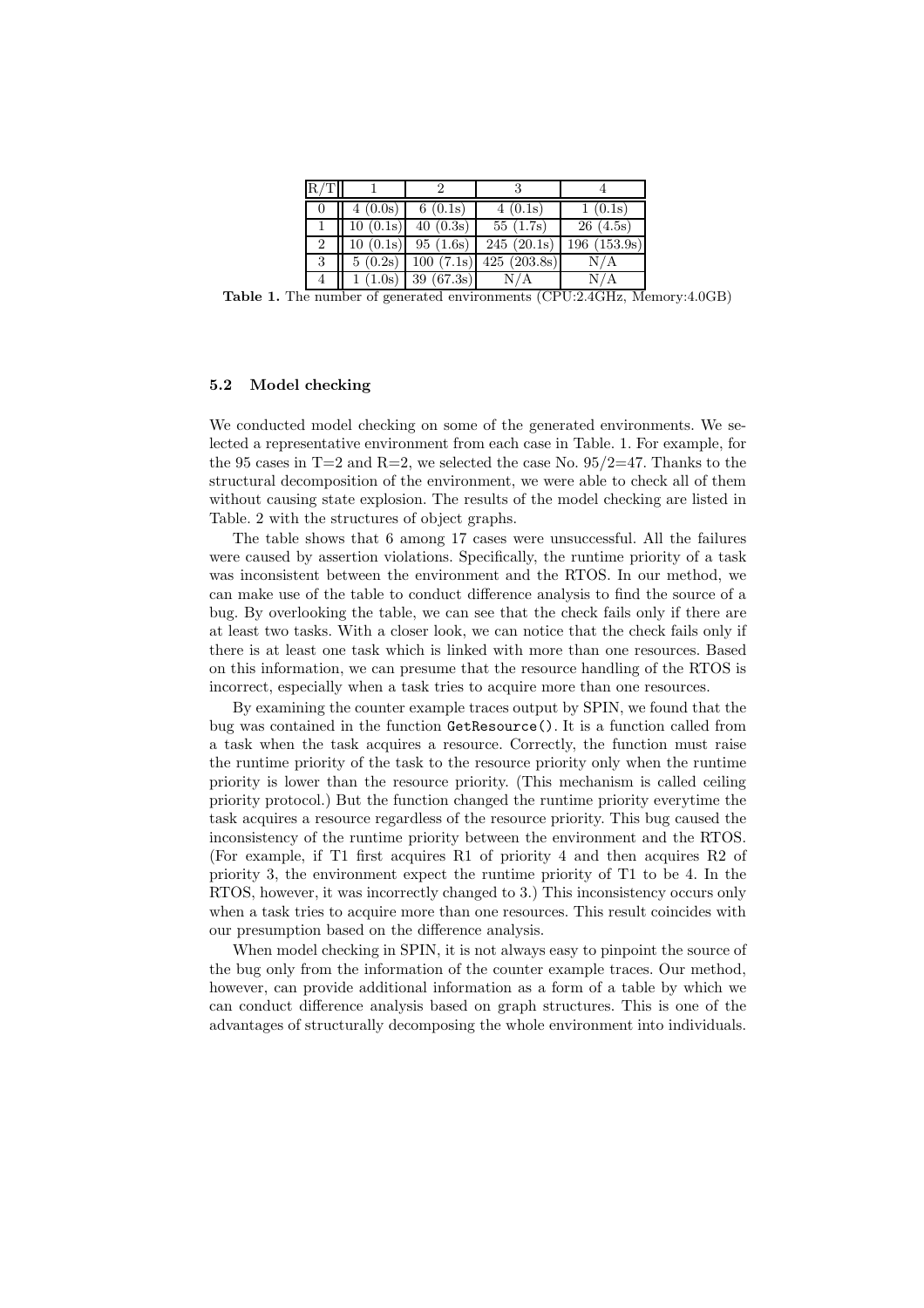| R/T | 1 | 2 | 3 | 4 |
|---|---|---|---|---|
| 0 | 4 (0.0s) | 6 (0.1s) | 4 (0.1s) | 1 (0.1s) |
| 1 | 10 (0.1s) | 40 (0.3s) | 55 (1.7s) | 26 (4.5s) |
| 2 | 10 (0.1s) | 95 (1.6s) | 245 (20.1s) | 196 (153.9s) |
| 3 | 5 (0.2s) | 100 (7.1s) | 425 (203.8s) | N/A |
| 4 | 1 (1.0s) | 39 (67.3s) | N/A | N/A |

**Table 1.** The number of generated environments (CPU:2.4GHz, Memory:4.0GB)

### 5.2 Model checking

We conducted model checking on some of the generated environments. We selected a representative environment from each case in Table. 1. For example, for the 95 cases in T=2 and R=2, we selected the case No. 95/2=47. Thanks to the structural decomposition of the environment, we were able to check all of them without causing state explosion. The results of the model checking are listed in Table. 2 with the structures of object graphs.

The table shows that 6 among 17 cases were unsuccessful. All the failures were caused by assertion violations. Specifically, the runtime priority of a task was inconsistent between the environment and the RTOS. In our method, we can make use of the table to conduct difference analysis to find the source of a bug. By overlooking the table, we can see that the check fails only if there are at least two tasks. With a closer look, we can notice that the check fails only if there is at least one task which is linked with more than one resources. Based on this information, we can presume that the resource handling of the RTOS is incorrect, especially when a task tries to acquire more than one resources.

By examining the counter example traces output by SPIN, we found that the bug was contained in the function `GetResource()`. It is a function called from a task when the task acquires a resource. Correctly, the function must raise the runtime priority of the task to the resource priority only when the runtime priority is lower than the resource priority. (This mechanism is called ceiling priority protocol.) But the function changed the runtime priority everytime the task acquires a resource regardless of the resource priority. This bug caused the inconsistency of the runtime priority between the environment and the RTOS. (For example, if T1 first acquires R1 of priority 4 and then acquires R2 of priority 3, the environment expect the runtime priority of T1 to be 4. In the RTOS, however, it was incorrectly changed to 3.) This inconsistency occurs only when a task tries to acquire more than one resources. This result coincides with our presumption based on the difference analysis.

When model checking in SPIN, it is not always easy to pinpoint the source of the bug only from the information of the counter example traces. Our method, however, can provide additional information as a form of a table by which we can conduct difference analysis based on graph structures. This is one of the advantages of structurally decomposing the whole environment into individuals.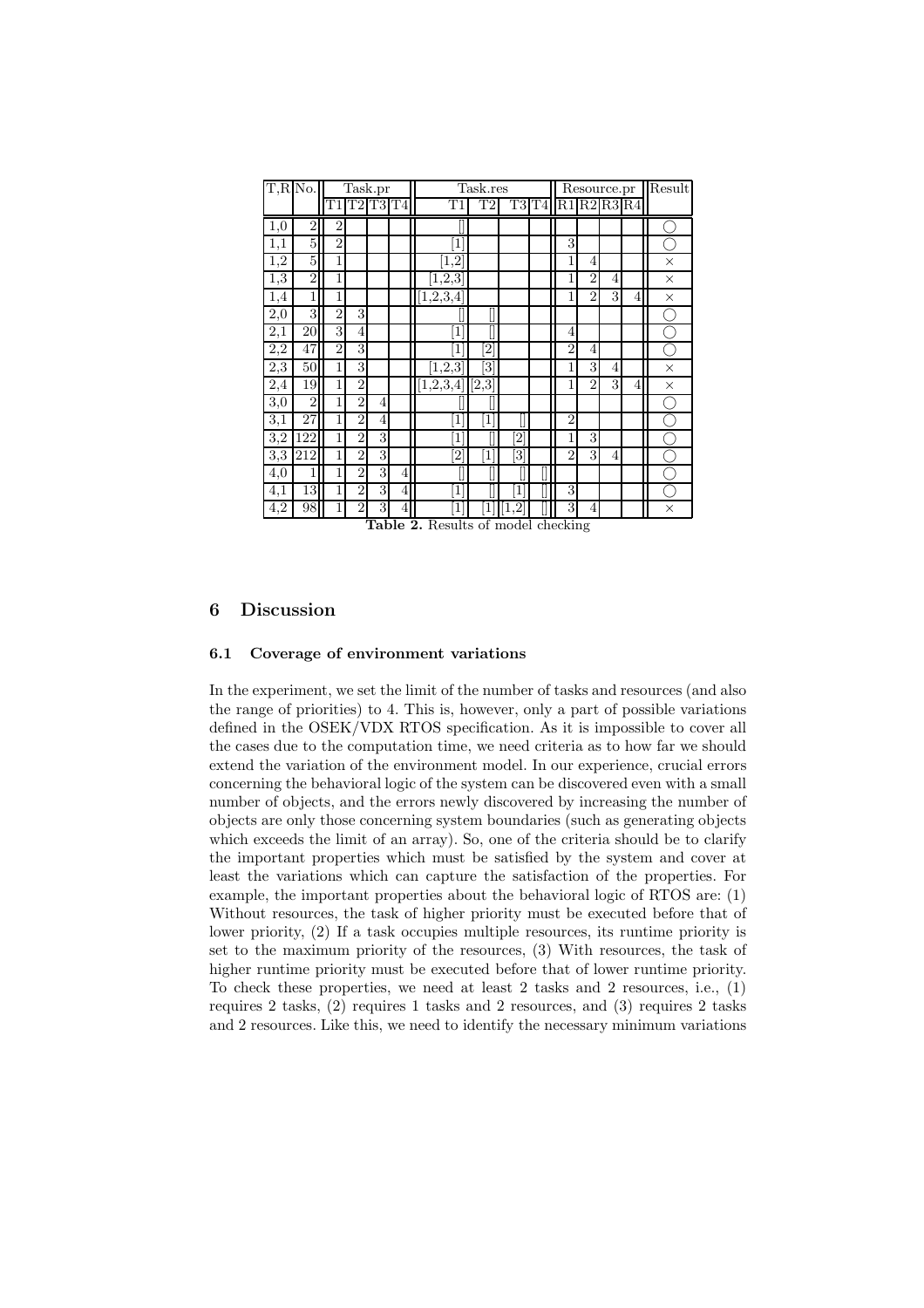| T,R | No. | Task.pr | | | | Task.res | | | | Resource.pr | | | | Result |
|---|---|---|---|---|---|---|---|---|---|---|---|---|---|---|
| | | T1 | T2 | T3 | T4 | T1 | T2 | T3 | T4 | R1 | R2 | R3 | R4 | |
| 1,0 | 2 | 2 | | | | [] | | | | | | | | ◯ |
| 1,1 | 5 | 2 | | | | [1] | | | | 3 | | | | ◯ |
| 1,2 | 5 | 1 | | | | [1,2] | | | | 1 | 4 | | | × |
| 1,3 | 2 | 1 | | | | [1,2,3] | | | | 1 | 2 | 4 | | × |
| 1,4 | 1 | 1 | | | | [1,2,3,4] | | | | 1 | 2 | 3 | 4 | × |
| 2,0 | 3 | 2 | 3 | | | [] | [] | | | | | | | ◯ |
| 2,1 | 20 | 3 | 4 | | | [1] | [] | | | 4 | | | | ◯ |
| 2,2 | 47 | 2 | 3 | | | [1] | [2] | | | 2 | 4 | | | ◯ |
| 2,3 | 50 | 1 | 3 | | | [1,2,3] | [3] | | | 1 | 3 | 4 | | × |
| 2,4 | 19 | 1 | 2 | | | [1,2,3,4] | [2,3] | | | 1 | 2 | 3 | 4 | × |
| 3,0 | 2 | 1 | 2 | 4 | | [] | [] | [] | | | | | | ◯ |
| 3,1 | 27 | 1 | 2 | 4 | | [1] | [1] | [] | | 2 | | | | ◯ |
| 3,2 | 122 | 1 | 2 | 3 | | [1] | [] | [2] | | 1 | 3 | | | ◯ |
| 3,3 | 212 | 1 | 2 | 3 | | [2] | [1] | [3] | | 2 | 3 | 4 | | ◯ |
| 4,0 | 1 | 1 | 2 | 3 | 4 | [] | [] | [] | [] | | | | | ◯ |
| 4,1 | 13 | 1 | 2 | 3 | 4 | [1] | [] | [1] | [] | 3 | | | | ◯ |
| 4,2 | 98 | 1 | 2 | 3 | 4 | [1] | [1] | [1,2] | [] | 3 | 4 | | | × |

**Table 2.** Results of model checking

## 6 Discussion

### 6.1 Coverage of environment variations

In the experiment, we set the limit of the number of tasks and resources (and also the range of priorities) to 4. This is, however, only a part of possible variations defined in the OSEK/VDX RTOS specification. As it is impossible to cover all the cases due to the computation time, we need criteria as to how far we should extend the variation of the environment model. In our experience, crucial errors concerning the behavioral logic of the system can be discovered even with a small number of objects, and the errors newly discovered by increasing the number of objects are only those concerning system boundaries (such as generating objects which exceeds the limit of an array). So, one of the criteria should be to clarify the important properties which must be satisfied by the system and cover at least the variations which can capture the satisfaction of the properties. For example, the important properties about the behavioral logic of RTOS are: (1) Without resources, the task of higher priority must be executed before that of lower priority, (2) If a task occupies multiple resources, its runtime priority is set to the maximum priority of the resources, (3) With resources, the task of higher runtime priority must be executed before that of lower runtime priority. To check these properties, we need at least 2 tasks and 2 resources, i.e., (1) requires 2 tasks, (2) requires 1 tasks and 2 resources, and (3) requires 2 tasks and 2 resources. Like this, we need to identify the necessary minimum variations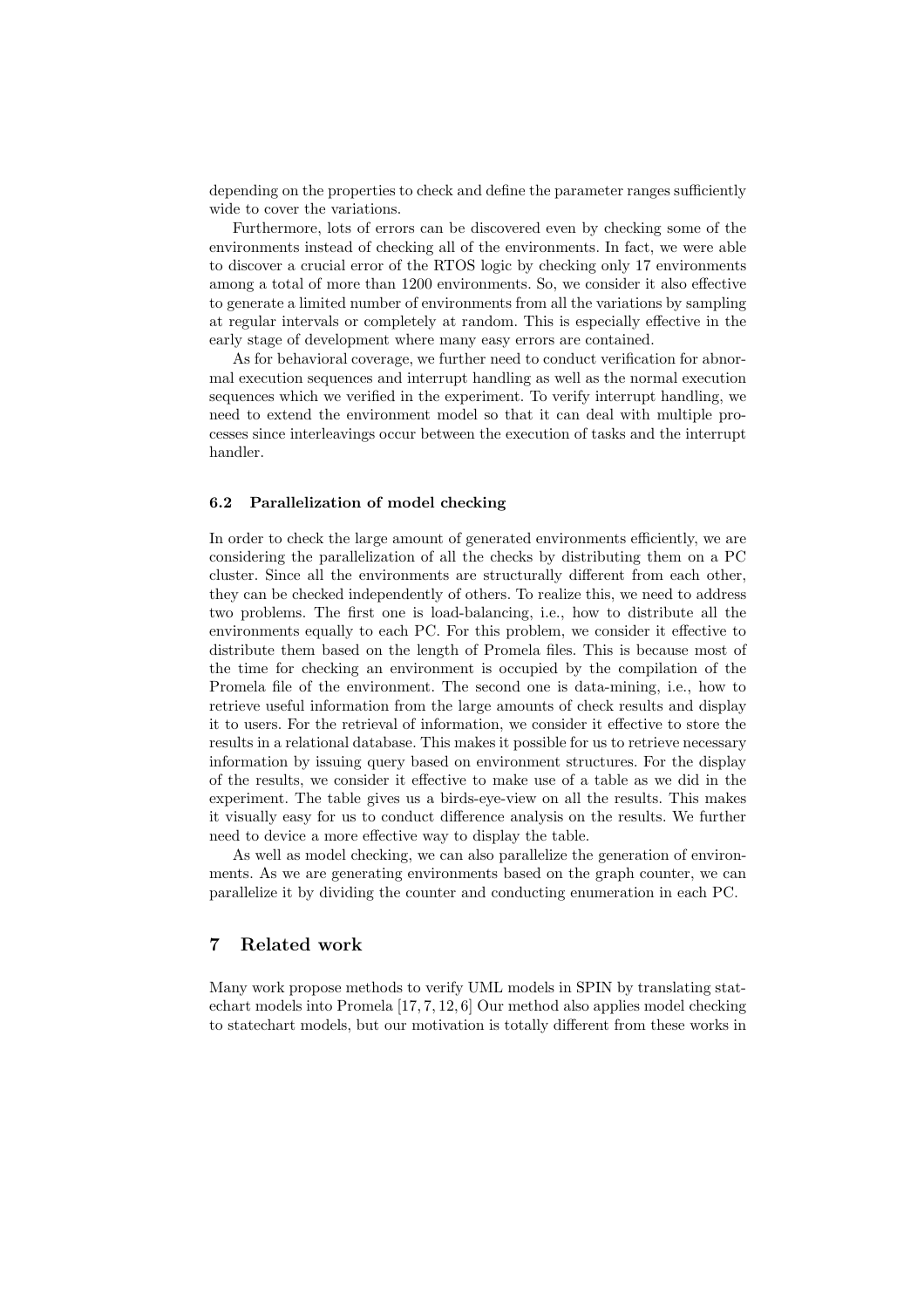depending on the properties to check and define the parameter ranges sufficiently wide to cover the variations.

Furthermore, lots of errors can be discovered even by checking some of the environments instead of checking all of the environments. In fact, we were able to discover a crucial error of the RTOS logic by checking only 17 environments among a total of more than 1200 environments. So, we consider it also effective to generate a limited number of environments from all the variations by sampling at regular intervals or completely at random. This is especially effective in the early stage of development where many easy errors are contained.

As for behavioral coverage, we further need to conduct verification for abnormal execution sequences and interrupt handling as well as the normal execution sequences which we verified in the experiment. To verify interrupt handling, we need to extend the environment model so that it can deal with multiple processes since interleavings occur between the execution of tasks and the interrupt handler.

### 6.2 Parallelization of model checking

In order to check the large amount of generated environments efficiently, we are considering the parallelization of all the checks by distributing them on a PC cluster. Since all the environments are structurally different from each other, they can be checked independently of others. To realize this, we need to address two problems. The first one is load-balancing, i.e., how to distribute all the environments equally to each PC. For this problem, we consider it effective to distribute them based on the length of Promela files. This is because most of the time for checking an environment is occupied by the compilation of the Promela file of the environment. The second one is data-mining, i.e., how to retrieve useful information from the large amounts of check results and display it to users. For the retrieval of information, we consider it effective to store the results in a relational database. This makes it possible for us to retrieve necessary information by issuing query based on environment structures. For the display of the results, we consider it effective to make use of a table as we did in the experiment. The table gives us a birds-eye-view on all the results. This makes it visually easy for us to conduct difference analysis on the results. We further need to device a more effective way to display the table.

As well as model checking, we can also parallelize the generation of environments. As we are generating environments based on the graph counter, we can parallelize it by dividing the counter and conducting enumeration in each PC.

## 7 Related work

Many work propose methods to verify UML models in SPIN by translating statechart models into Promela [17, 7, 12, 6] Our method also applies model checking to statechart models, but our motivation is totally different from these works in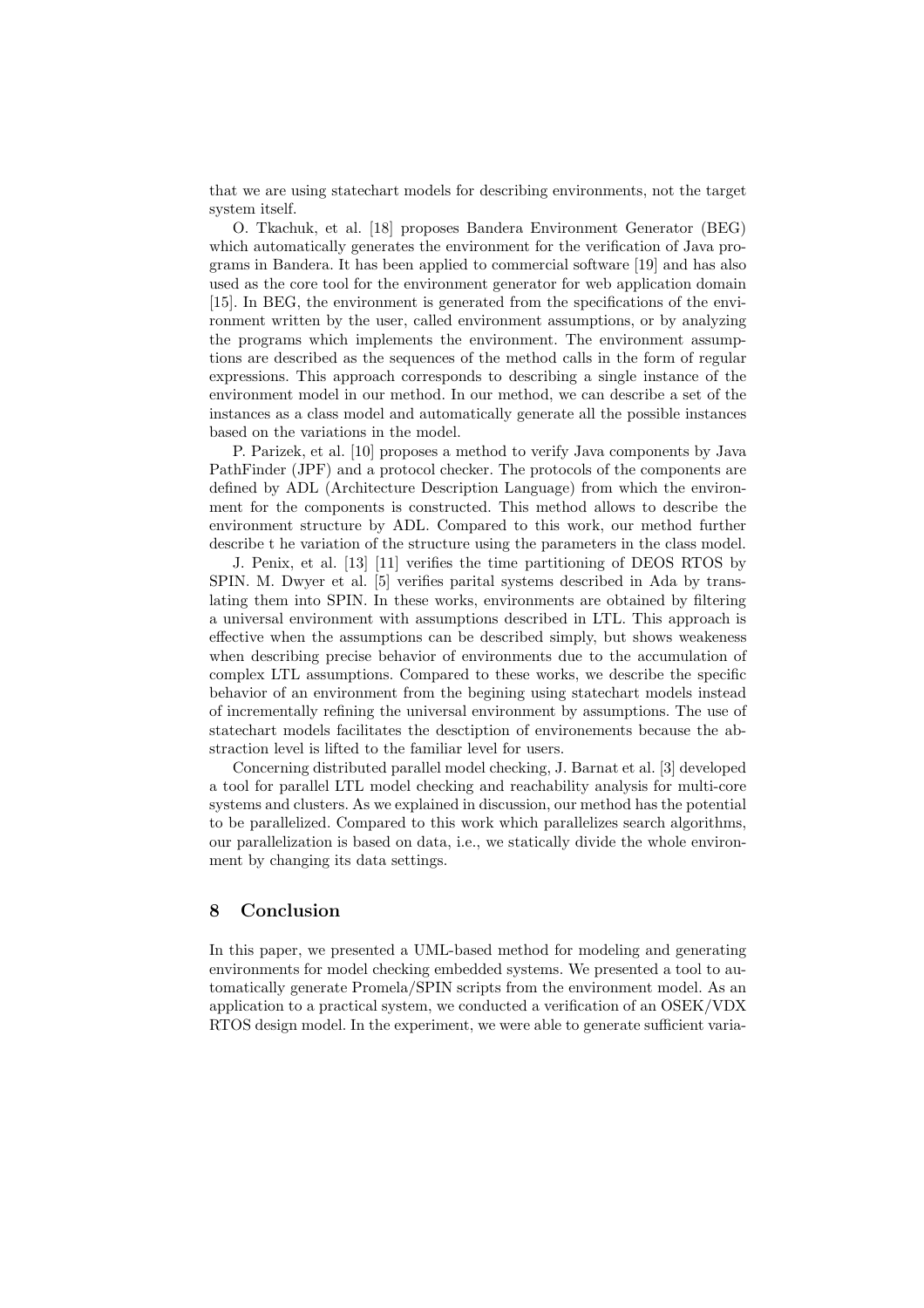that we are using statechart models for describing environments, not the target system itself.

O. Tkachuk, et al. [18] proposes Bandera Environment Generator (BEG) which automatically generates the environment for the verification of Java programs in Bandera. It has been applied to commercial software [19] and has also used as the core tool for the environment generator for web application domain [15]. In BEG, the environment is generated from the specifications of the environment written by the user, called environment assumptions, or by analyzing the programs which implements the environment. The environment assumptions are described as the sequences of the method calls in the form of regular expressions. This approach corresponds to describing a single instance of the environment model in our method. In our method, we can describe a set of the instances as a class model and automatically generate all the possible instances based on the variations in the model.

P. Parizek, et al. [10] proposes a method to verify Java components by Java PathFinder (JPF) and a protocol checker. The protocols of the components are defined by ADL (Architecture Description Language) from which the environment for the components is constructed. This method allows to describe the environment structure by ADL. Compared to this work, our method further describe t he variation of the structure using the parameters in the class model.

J. Penix, et al. [13] [11] verifies the time partitioning of DEOS RTOS by SPIN. M. Dwyer et al. [5] verifies parital systems described in Ada by translating them into SPIN. In these works, environments are obtained by filtering a universal environment with assumptions described in LTL. This approach is effective when the assumptions can be described simply, but shows weakeness when describing precise behavior of environments due to the accumulation of complex LTL assumptions. Compared to these works, we describe the specific behavior of an environment from the begining using statechart models instead of incrementally refining the universal environment by assumptions. The use of statechart models facilitates the desctiption of environements because the abstraction level is lifted to the familiar level for users.

Concerning distributed parallel model checking, J. Barnat et al. [3] developed a tool for parallel LTL model checking and reachability analysis for multi-core systems and clusters. As we explained in discussion, our method has the potential to be parallelized. Compared to this work which parallelizes search algorithms, our parallelization is based on data, i.e., we statically divide the whole environment by changing its data settings.

## 8 Conclusion

In this paper, we presented a UML-based method for modeling and generating environments for model checking embedded systems. We presented a tool to automatically generate Promela/SPIN scripts from the environment model. As an application to a practical system, we conducted a verification of an OSEK/VDX RTOS design model. In the experiment, we were able to generate sufficient varia-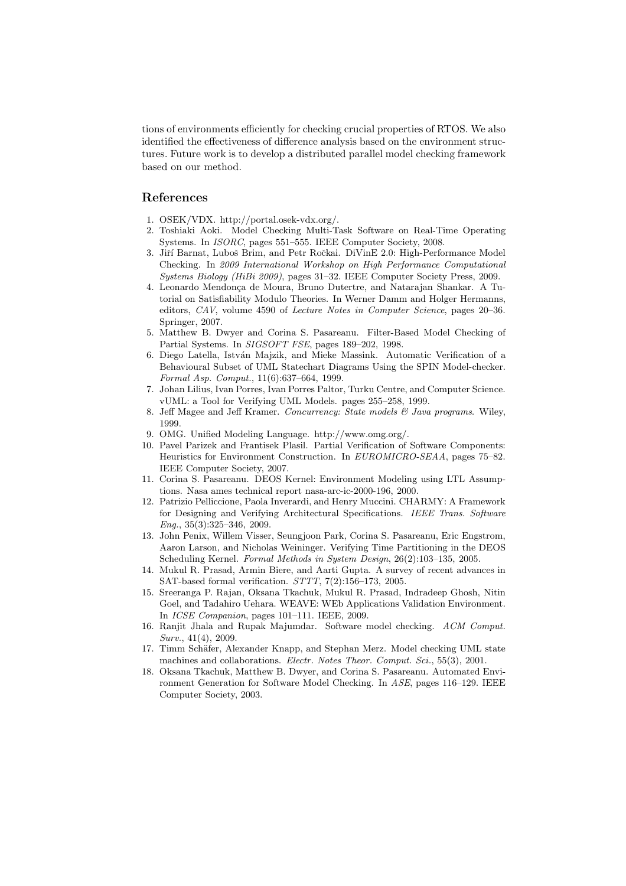tions of environments efficiently for checking crucial properties of RTOS. We also identified the effectiveness of difference analysis based on the environment structures. Future work is to develop a distributed parallel model checking framework based on our method.

## References

1. OSEK/VDX. http://portal.osek-vdx.org/.
2. Toshiaki Aoki. Model Checking Multi-Task Software on Real-Time Operating Systems. In *ISORC*, pages 551–555. IEEE Computer Society, 2008.
3. Jiří Barnat, Luboš Brim, and Petr Ročkai. DiVinE 2.0: High-Performance Model Checking. In *2009 International Workshop on High Performance Computational Systems Biology (HiBi 2009)*, pages 31–32. IEEE Computer Society Press, 2009.
4. Leonardo Mendonça de Moura, Bruno Dutertre, and Natarajan Shankar. A Tutorial on Satisfiability Modulo Theories. In Werner Damm and Holger Hermanns, editors, *CAV*, volume 4590 of *Lecture Notes in Computer Science*, pages 20–36. Springer, 2007.
5. Matthew B. Dwyer and Corina S. Pasareanu. Filter-Based Model Checking of Partial Systems. In *SIGSOFT FSE*, pages 189–202, 1998.
6. Diego Latella, István Majzik, and Mieke Massink. Automatic Verification of a Behavioural Subset of UML Statechart Diagrams Using the SPIN Model-checker. *Formal Asp. Comput.*, 11(6):637–664, 1999.
7. Johan Lilius, Ivan Porres, Ivan Porres Paltor, Turku Centre, and Computer Science. vUML: a Tool for Verifying UML Models. pages 255–258, 1999.
8. Jeff Magee and Jeff Kramer. *Concurrency: State models & Java programs*. Wiley, 1999.
9. OMG. Unified Modeling Language. http://www.omg.org/.
10. Pavel Parizek and Frantisek Plasil. Partial Verification of Software Components: Heuristics for Environment Construction. In *EUROMICRO-SEAA*, pages 75–82. IEEE Computer Society, 2007.
11. Corina S. Pasareanu. DEOS Kernel: Environment Modeling using LTL Assumptions. Nasa ames technical report nasa-arc-ic-2000-196, 2000.
12. Patrizio Pelliccione, Paola Inverardi, and Henry Muccini. CHARMY: A Framework for Designing and Verifying Architectural Specifications. *IEEE Trans. Software Eng.*, 35(3):325–346, 2009.
13. John Penix, Willem Visser, Seungjoon Park, Corina S. Pasareanu, Eric Engstrom, Aaron Larson, and Nicholas Weininger. Verifying Time Partitioning in the DEOS Scheduling Kernel. *Formal Methods in System Design*, 26(2):103–135, 2005.
14. Mukul R. Prasad, Armin Biere, and Aarti Gupta. A survey of recent advances in SAT-based formal verification. *STTT*, 7(2):156–173, 2005.
15. Sreeranga P. Rajan, Oksana Tkachuk, Mukul R. Prasad, Indradeep Ghosh, Nitin Goel, and Tadahiro Uehara. WEAVE: WEb Applications Validation Environment. In *ICSE Companion*, pages 101–111. IEEE, 2009.
16. Ranjit Jhala and Rupak Majumdar. Software model checking. *ACM Comput. Surv.*, 41(4), 2009.
17. Timm Schäfer, Alexander Knapp, and Stephan Merz. Model checking UML state machines and collaborations. *Electr. Notes Theor. Comput. Sci.*, 55(3), 2001.
18. Oksana Tkachuk, Matthew B. Dwyer, and Corina S. Pasareanu. Automated Environment Generation for Software Model Checking. In *ASE*, pages 116–129. IEEE Computer Society, 2003.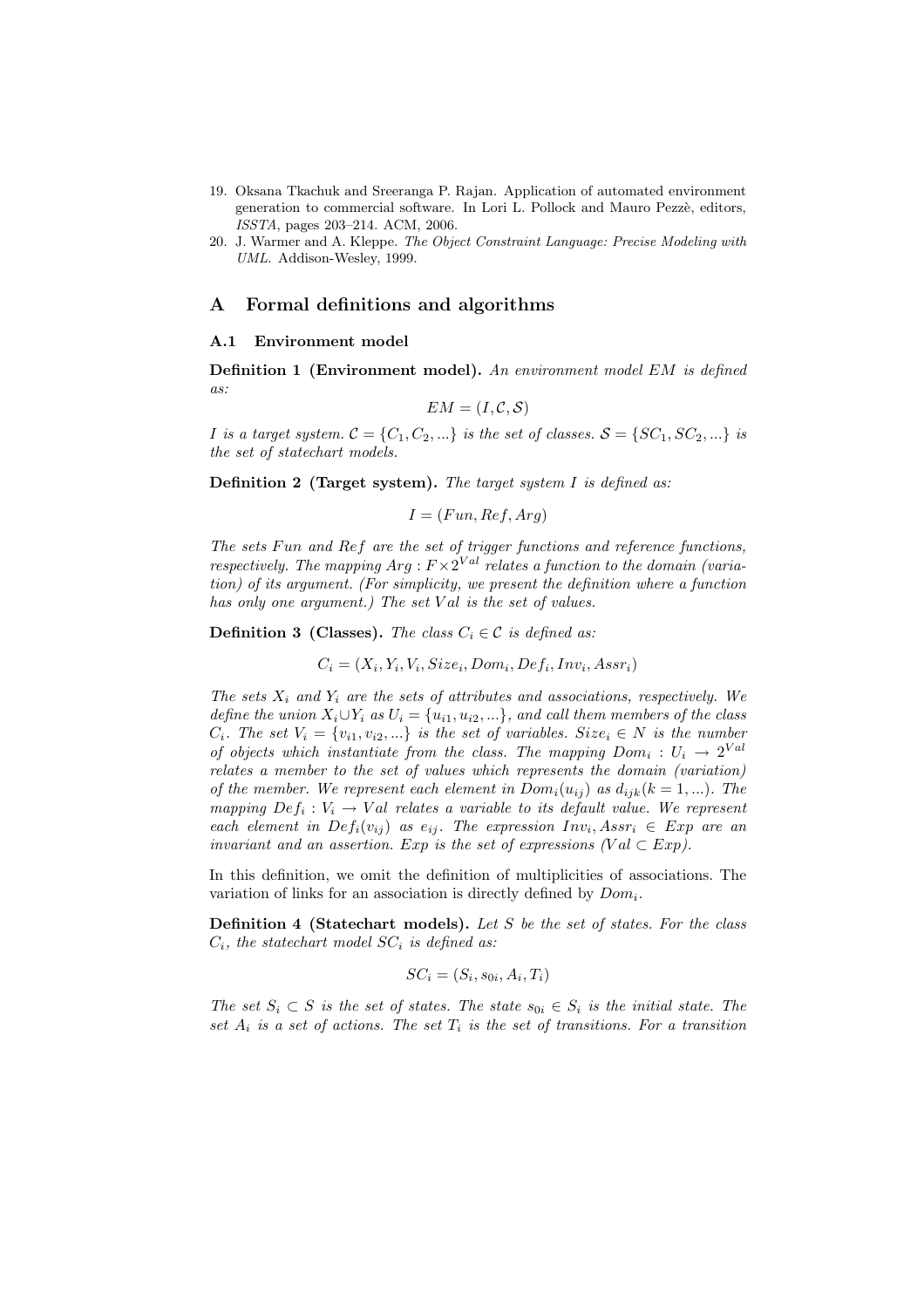19. Oksana Tkachuk and Sreeranga P. Rajan. Application of automated environment generation to commercial software. In Lori L. Pollock and Mauro Pezzè, editors, *ISSTA*, pages 203–214. ACM, 2006.
20. J. Warmer and A. Kleppe. *The Object Constraint Language: Precise Modeling with UML*. Addison-Wesley, 1999.

## A Formal definitions and algorithms

### A.1 Environment model

**Definition 1 (Environment model).** *An environment model* $EM$ *is defined as:*

$$EM = (I, \mathcal{C}, \mathcal{S})$$

*$I$ is a target system. $\mathcal{C} = \{C_1, C_2, ...\}$ is the set of classes. $\mathcal{S} = \{SC_1, SC_2, ...\}$ is the set of statechart models.*

**Definition 2 (Target system).** *The target system* $I$ *is defined as:*

$$I = (Fun, Ref, Arg)$$

*The sets $Fun$ and $Ref$ are the set of trigger functions and reference functions, respectively. The mapping $Arg : F \times 2^{Val}$ relates a function to the domain (variation) of its argument. (For simplicity, we present the definition where a function has only one argument.) The set $Val$ is the set of values.*

**Definition 3 (Classes).** *The class* $C_i \in \mathcal{C}$ *is defined as:*

$$C_i = (X_i, Y_i, V_i, Size_i, Dom_i, Def_i, Inv_i, Assr_i)$$

*The sets $X_i$ and $Y_i$ are the sets of attributes and associations, respectively. We define the union $X_i \cup Y_i$ as $U_i = \{u_{i1}, u_{i2}, ...\}$, and call them members of the class $C_i$. The set $V_i = \{v_{i1}, v_{i2}, ...\}$ is the set of variables. $Size_i \in N$ is the number of objects which instantiate from the class. The mapping $Dom_i : U_i \rightarrow 2^{Val}$ relates a member to the set of values which represents the domain (variation) of the member. We represent each element in $Dom_i(u_{ij})$ as $d_{ijk} (k = 1, ...)$. The mapping $Def_i : V_i \rightarrow Val$ relates a variable to its default value. We represent each element in $Def_i(v_{ij})$ as $e_{ij}$. The expression $Inv_i, Assr_i \in Exp$ are an invariant and an assertion. $Exp$ is the set of expressions ($Val \subset Exp$).*

In this definition, we omit the definition of multiplicities of associations. The variation of links for an association is directly defined by $Dom_i$.

**Definition 4 (Statechart models).** *Let $S$ be the set of states. For the class $C_i$, the statechart model $SC_i$ is defined as:*

$$SC_i = (S_i, s_{0i}, A_i, T_i)$$

*The set $S_i \subset S$ is the set of states. The state $s_{0i} \in S_i$ is the initial state. The set $A_i$ is a set of actions. The set $T_i$ is the set of transitions. For a transition*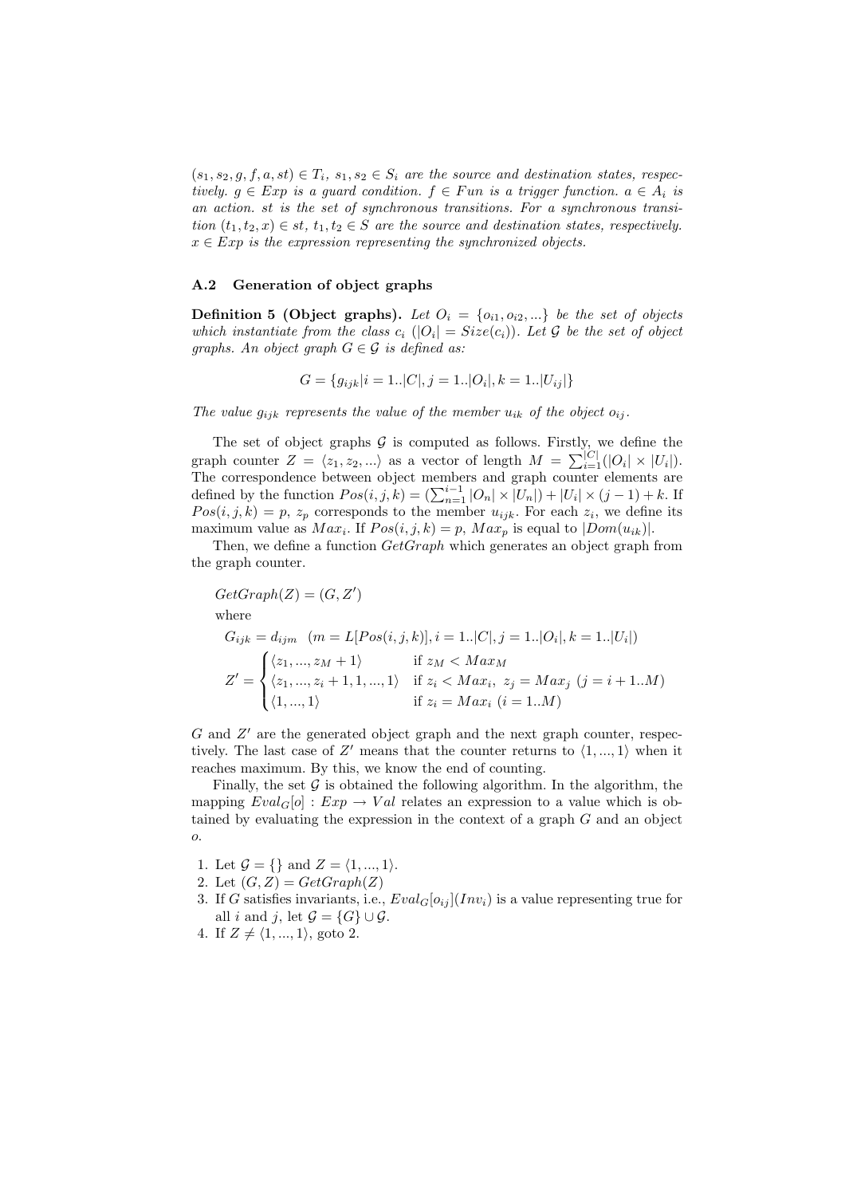$(s_1, s_2, g, f, a, st) \in T_i$, $s_1, s_2 \in S_i$ *are the source and destination states, respectively.* $g \in Exp$ *is a guard condition.* $f \in Fun$ *is a trigger function.* $a \in A_i$ *is an action.* $st$ *is the set of synchronous transitions. For a synchronous transition* $(t_1, t_2, x) \in st$, $t_1, t_2 \in S$ *are the source and destination states, respectively.* $x \in Exp$ *is the expression representing the synchronized objects.*

### A.2 Generation of object graphs

**Definition 5 (Object graphs).** *Let* $O_i = \{o_{i1}, o_{i2}, ...\}$ *be the set of objects which instantiate from the class* $c_i$ $(|O_i| = Size(c_i))$*. Let* $\mathcal{G}$ *be the set of object graphs. An object graph* $G \in \mathcal{G}$ *is defined as:*

$$G = \{g_{ijk} | i = 1..|C|, j = 1..|O_i|, k = 1..|U_{ij}|\}$$

*The value* $g_{ijk}$ *represents the value of the member* $u_{ik}$ *of the object* $o_{ij}$*.*

The set of object graphs $\mathcal{G}$ is computed as follows. Firstly, we define the graph counter $Z = \langle z_1, z_2, ...\rangle$ as a vector of length $M = \sum_{i=1}^{|C|}(|O_i| \times |U_i|)$. The correspondence between object members and graph counter elements are defined by the function $Pos(i, j, k) = (\sum_{n=1}^{i-1} |O_n| \times |U_n|) + |U_i| \times (j-1) + k$. If $Pos(i, j, k) = p$, $z_p$ corresponds to the member $u_{ijk}$. For each $z_i$, we define its maximum value as $Max_i$. If $Pos(i, j, k) = p$, $Max_p$ is equal to $|Dom(u_{ik})|$.

Then, we define a function $GetGraph$ which generates an object graph from the graph counter.

$$GetGraph(Z) = (G, Z')$$

where

$$G_{ijk} = d_{ijm} \quad (m = L[Pos(i, j, k)], i = 1..|C|, j = 1..|O_i|, k = 1..|U_i|)$$

$$Z' = \begin{cases} \langle z_1, ..., z_M + 1\rangle & \text{if } z_M < Max_M \\ \langle z_1, ..., z_i + 1, 1, ..., 1\rangle & \text{if } z_i < Max_i,\ z_j = Max_j\ (j = i+1..M) \\ \langle 1, ..., 1\rangle & \text{if } z_i = Max_i\ (i = 1..M) \end{cases}$$

$G$ and $Z'$ are the generated object graph and the next graph counter, respectively. The last case of $Z'$ means that the counter returns to $\langle 1, ..., 1\rangle$ when it reaches maximum. By this, we know the end of counting.

Finally, the set $\mathcal{G}$ is obtained the following algorithm. In the algorithm, the mapping $Eval_G[o] : Exp \to Val$ relates an expression to a value which is obtained by evaluating the expression in the context of a graph $G$ and an object $o$.

1. Let $\mathcal{G} = \{\}$ and $Z = \langle 1, ..., 1\rangle$.
2. Let $(G, Z) = GetGraph(Z)$
3. If $G$ satisfies invariants, i.e., $Eval_G[o_{ij}](Inv_i)$ is a value representing true for all $i$ and $j$, let $\mathcal{G} = \{G\} \cup \mathcal{G}$.
4. If $Z \neq \langle 1, ..., 1\rangle$, goto 2.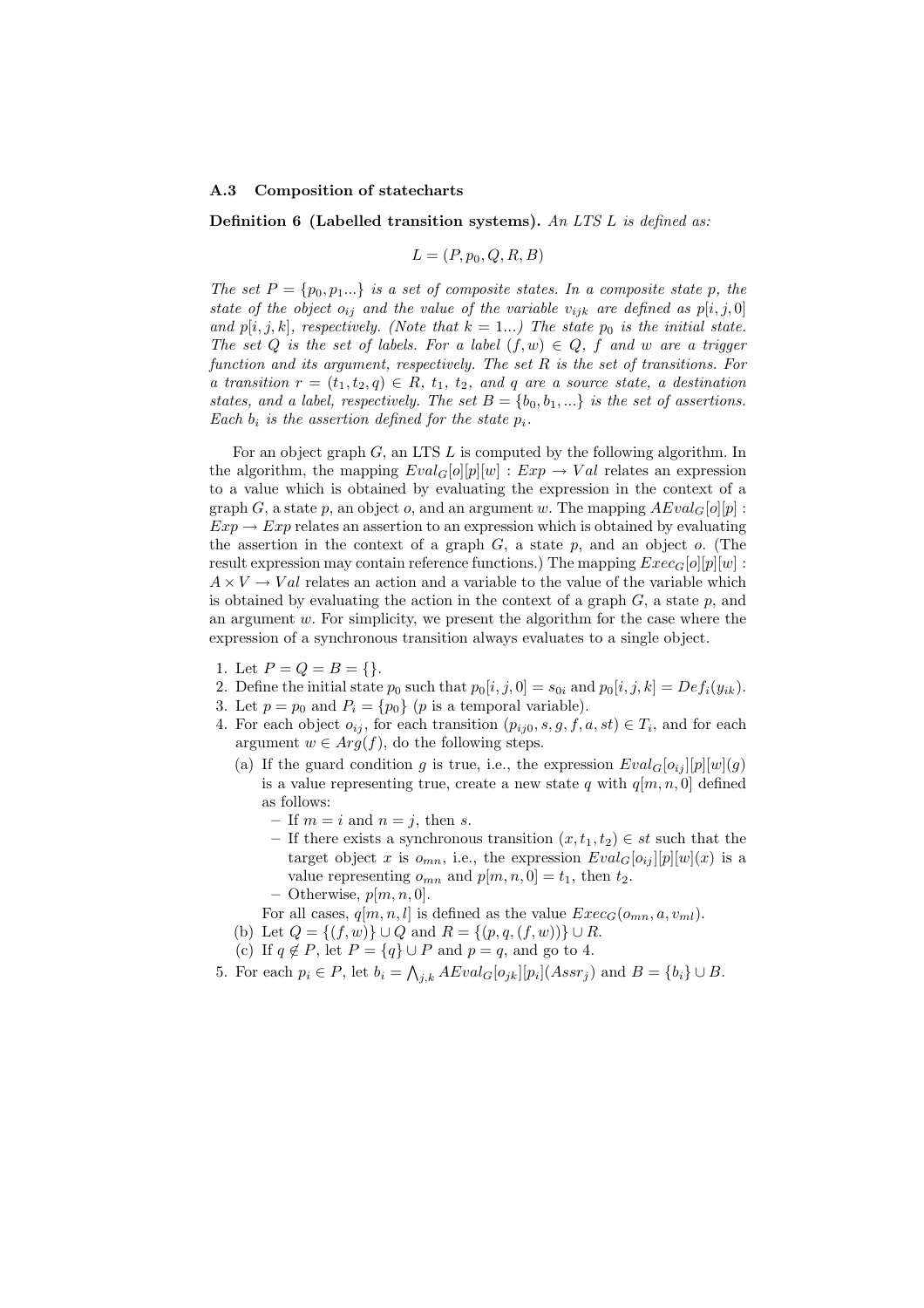### A.3 Composition of statecharts

**Definition 6 (Labelled transition systems).** *An LTS $L$ is defined as:*

$$L = (P, p_0, Q, R, B)$$

*The set $P = \{p_0, p_1 ...\}$ is a set of composite states. In a composite state $p$, the state of the object $o_{ij}$ and the value of the variable $v_{ijk}$ are defined as $p[i, j, 0]$ and $p[i, j, k]$, respectively. (Note that $k = 1...$) The state $p_0$ is the initial state. The set $Q$ is the set of labels. For a label $(f, w) \in Q$, $f$ and $w$ are a trigger function and its argument, respectively. The set $R$ is the set of transitions. For a transition $r = (t_1, t_2, q) \in R$, $t_1$, $t_2$, and $q$ are a source state, a destination states, and a label, respectively. The set $B = \{b_0, b_1, ...\}$ is the set of assertions. Each $b_i$ is the assertion defined for the state $p_i$.*

For an object graph $G$, an LTS $L$ is computed by the following algorithm. In the algorithm, the mapping $Eval_G[o][p][w] : Exp \rightarrow Val$ relates an expression to a value which is obtained by evaluating the expression in the context of a graph $G$, a state $p$, an object $o$, and an argument $w$. The mapping $AEval_G[o][p] : Exp \rightarrow Exp$ relates an assertion to an expression which is obtained by evaluating the assertion in the context of a graph $G$, a state $p$, and an object $o$. (The result expression may contain reference functions.) The mapping $Exec_G[o][p][w] : A \times V \rightarrow Val$ relates an action and a variable to the value of the variable which is obtained by evaluating the action in the context of a graph $G$, a state $p$, and an argument $w$. For simplicity, we present the algorithm for the case where the expression of a synchronous transition always evaluates to a single object.

1. Let $P = Q = B = \{\}$.
2. Define the initial state $p_0$ such that $p_0[i, j, 0] = s_{0i}$ and $p_0[i, j, k] = Def_i(y_{ik})$.
3. Let $p = p_0$ and $P_i = \{p_0\}$ ($p$ is a temporal variable).
4. For each object $o_{ij}$, for each transition $(p_{ij0}, s, g, f, a, st) \in T_i$, and for each argument $w \in Arg(f)$, do the following steps.
   (a) If the guard condition $g$ is true, i.e., the expression $Eval_G[o_{ij}][p][w](g)$ is a value representing true, create a new state $q$ with $q[m, n, 0]$ defined as follows:
      - If $m = i$ and $n = j$, then $s$.
      - If there exists a synchronous transition $(x, t_1, t_2) \in st$ such that the target object $x$ is $o_{mn}$, i.e., the expression $Eval_G[o_{ij}][p][w](x)$ is a value representing $o_{mn}$ and $p[m, n, 0] = t_1$, then $t_2$.
      - Otherwise, $p[m, n, 0]$.

      For all cases, $q[m, n, l]$ is defined as the value $Exec_G(o_{mn}, a, v_{ml})$.
   (b) Let $Q = \{(f, w)\} \cup Q$ and $R = \{(p, q, (f, w))\} \cup R$.
   (c) If $q \notin P$, let $P = \{q\} \cup P$ and $p = q$, and go to 4.
5. For each $p_i \in P$, let $b_i = \bigwedge_{j,k} AEval_G[o_{jk}][p_i](Assr_j)$ and $B = \{b_i\} \cup B$.